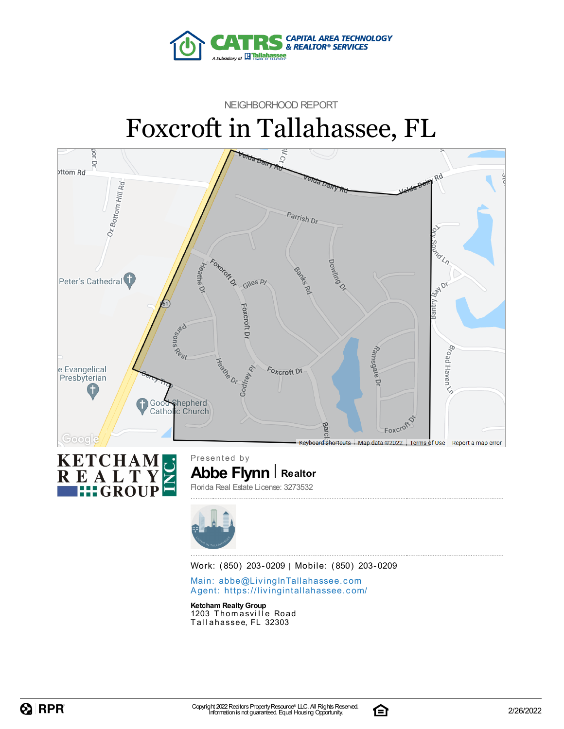CATRS CAPITAL AREA TECHNOLOGY & REALTOR® SERVICES

A Subsidiary of Tallahassee Board of Realtors

NEIGHBORHOOD REPORT

# Foxcroft in Tallahassee, FL

KETCHAM REALTY GROUP INC.

Presented by

**Abbe Flynn** | Realtor

Florida Real Estate License: 3273532

Work: (850) 203-0209 | Mobile: (850) 203-0209

Main: abbe@LivingInTallahassee.com
Agent: https://livingintallahassee.com/

**Ketcham Realty Group**
1203 Thomasville Road
Tallahassee, FL 32303

Copyright 2022 Realtors Property Resource® LLC. All Rights Reserved.
Information is not guaranteed. Equal Housing Opportunity.

2/26/2022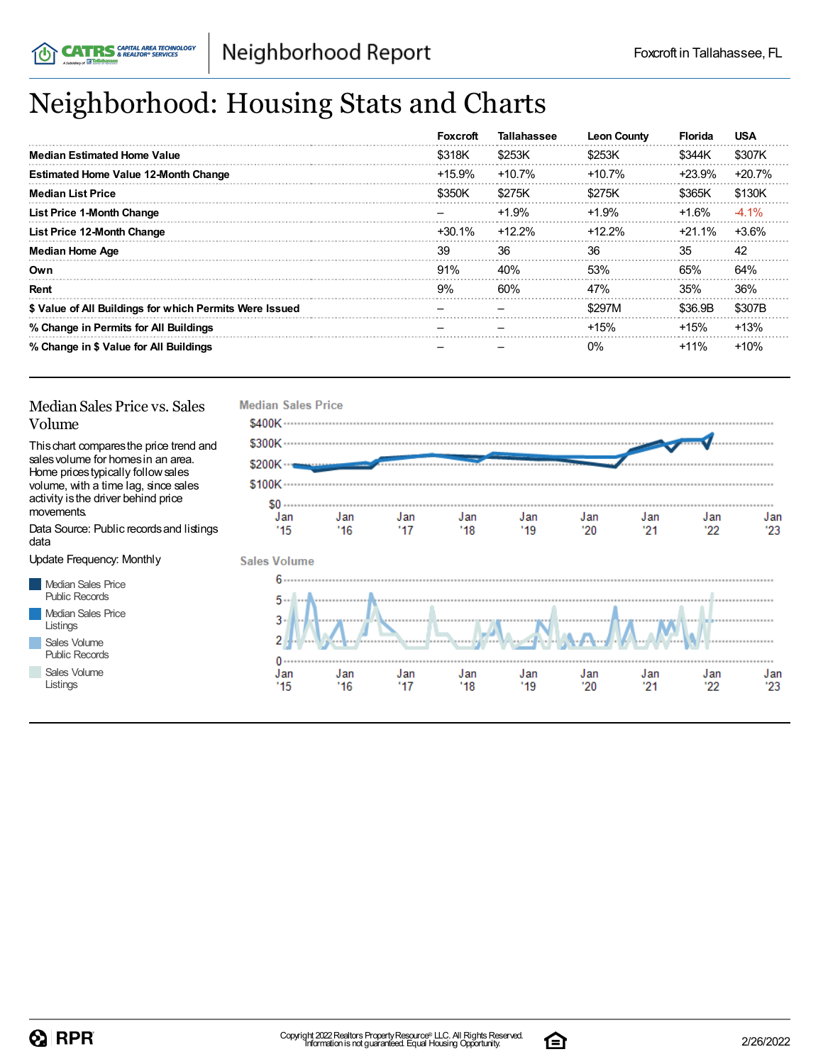# Neighborhood: Housing Stats and Charts

| | Foxcroft | Tallahassee | Leon County | Florida | USA |
|---|---|---|---|---|---|
| **Median Estimated Home Value** | $318K | $253K | $253K | $344K | $307K |
| **Estimated Home Value 12-Month Change** | +15.9% | +10.7% | +10.7% | +23.9% | +20.7% |
| **Median List Price** | $350K | $275K | $275K | $365K | $130K |
| **List Price 1-Month Change** | – | +1.9% | +1.9% | +1.6% | -4.1% |
| **List Price 12-Month Change** | +30.1% | +12.2% | +12.2% | +21.1% | +3.6% |
| **Median Home Age** | 39 | 36 | 36 | 35 | 42 |
| **Own** | 91% | 40% | 53% | 65% | 64% |
| **Rent** | 9% | 60% | 47% | 35% | 36% |
| **$ Value of All Buildings for which Permits Were Issued** | – | – | $297M | $36.9B | $307B |
| **% Change in Permits for All Buildings** | – | – | +15% | +15% | +13% |
| **% Change in $ Value for All Buildings** | – | – | 0% | +11% | +10% |

## Median Sales Price vs. Sales Volume

This chart compares the price trend and sales volume for homes in an area. Home prices typically follow sales volume, with a time lag, since sales activity is the driver behind price movements.

Data Source: Public records and listings data

Update Frequency: Monthly

- Median Sales Price Public Records
- Median Sales Price Listings
- Sales Volume Public Records
- Sales Volume Listings

**Median Sales Price**

**Sales Volume**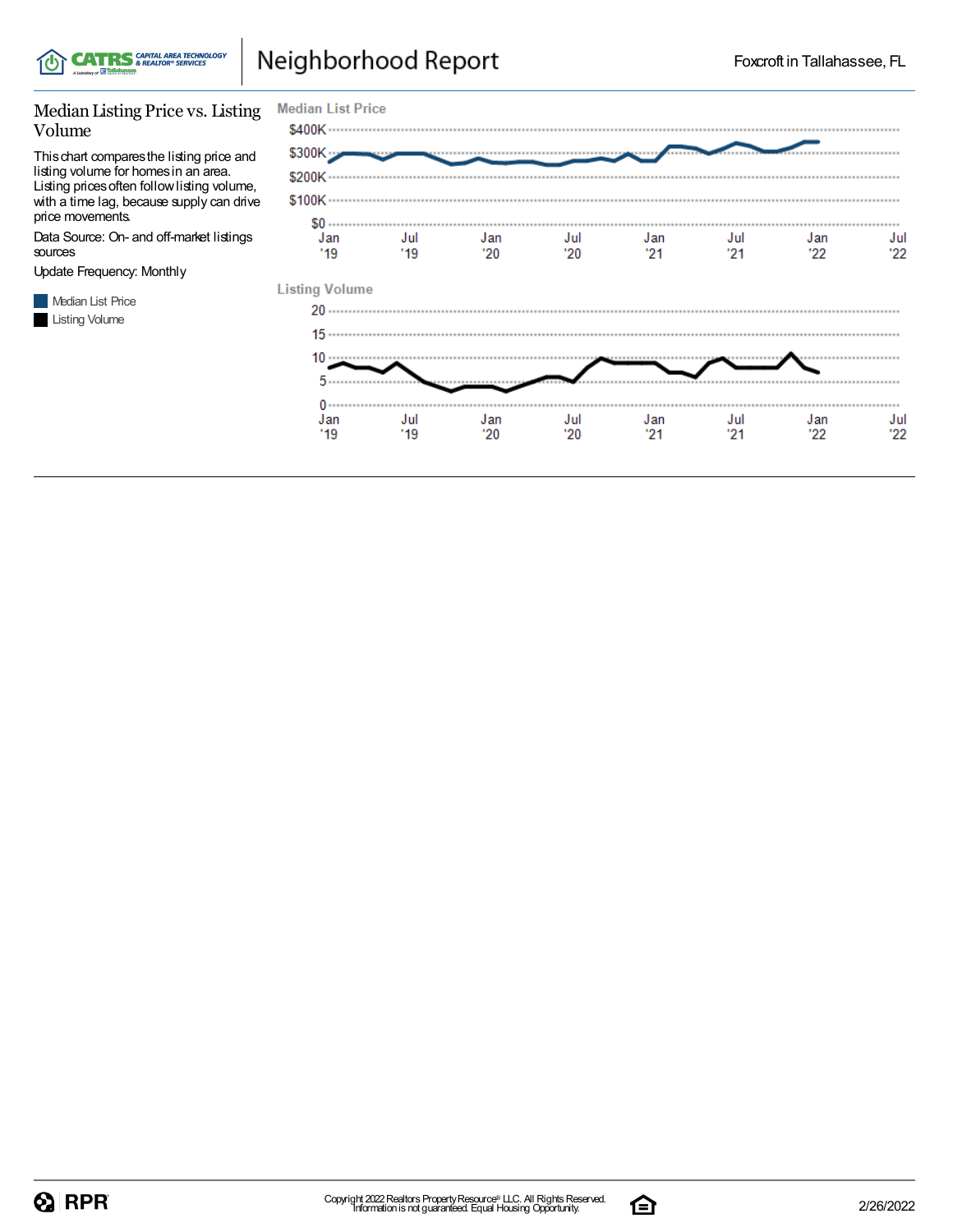## Median Listing Price vs. Listing Volume

This chart compares the listing price and listing volume for homes in an area. Listing prices often follow listing volume, with a time lag, because supply can drive price movements.

Data Source: On- and off-market listings sources

Update Frequency: Monthly

- Median List Price
- Listing Volume

**Median List Price**

$400K
$300K
$200K
$100K
$0

Jan '19 | Jul '19 | Jan '20 | Jul '20 | Jan '21 | Jul '21 | Jan '22 | Jul '22

**Listing Volume**

20
15
10
5
0

Jan '19 | Jul '19 | Jan '20 | Jul '20 | Jan '21 | Jul '21 | Jan '22 | Jul '22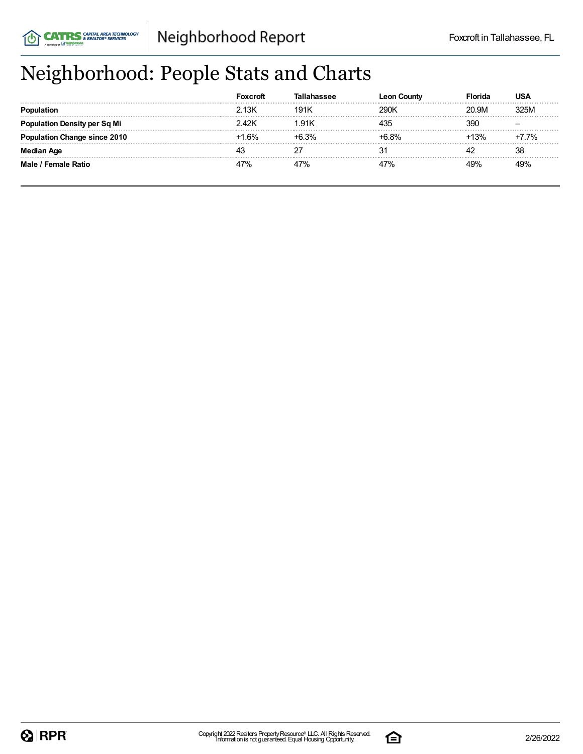# Neighborhood: People Stats and Charts

| | Foxcroft | Tallahassee | Leon County | Florida | USA |
|---|---|---|---|---|---|
| **Population** | 2.13K | 191K | 290K | 20.9M | 325M |
| **Population Density per Sq Mi** | 2.42K | 1.91K | 435 | 390 | – |
| **Population Change since 2010** | +1.6% | +6.3% | +6.8% | +13% | +7.7% |
| **Median Age** | 43 | 27 | 31 | 42 | 38 |
| **Male / Female Ratio** | 47% | 47% | 47% | 49% | 49% |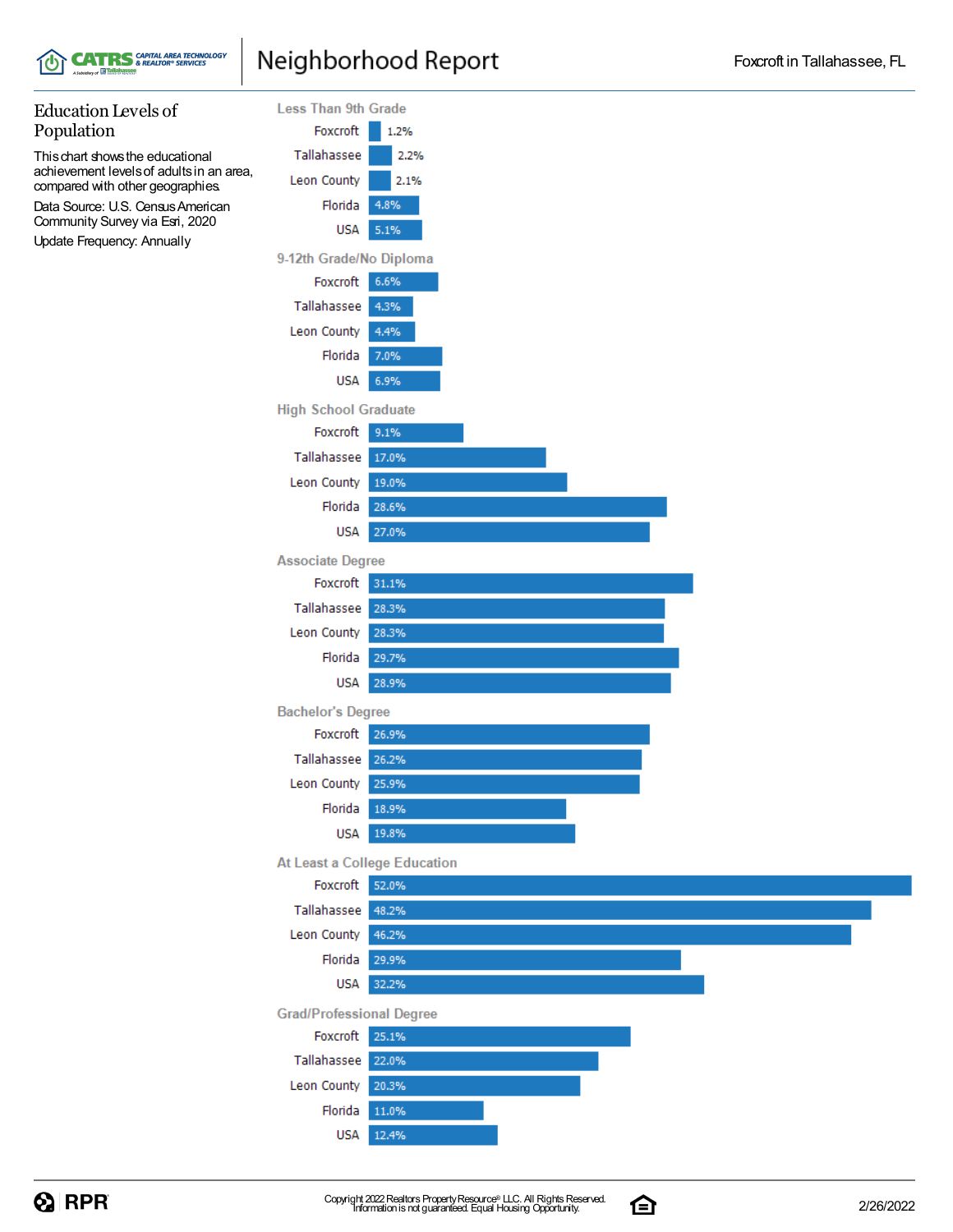## Education Levels of Population

This chart shows the educational achievement levels of adults in an area, compared with other geographies.

Data Source: U.S. Census American Community Survey via Esri, 2020

Update Frequency: Annually

| Education Level | Foxcroft | Tallahassee | Leon County | Florida | USA |
|---|---|---|---|---|---|
| Less Than 9th Grade | 1.2% | 2.2% | 2.1% | 4.8% | 5.1% |
| 9-12th Grade/No Diploma | 6.6% | 4.3% | 4.4% | 7.0% | 6.9% |
| High School Graduate | 9.1% | 17.0% | 19.0% | 28.6% | 27.0% |
| Associate Degree | 31.1% | 28.3% | 28.3% | 29.7% | 28.9% |
| Bachelor's Degree | 26.9% | 26.2% | 25.9% | 18.9% | 19.8% |
| At Least a College Education | 52.0% | 48.2% | 46.2% | 29.9% | 32.2% |
| Grad/Professional Degree | 25.1% | 22.0% | 20.3% | 11.0% | 12.4% |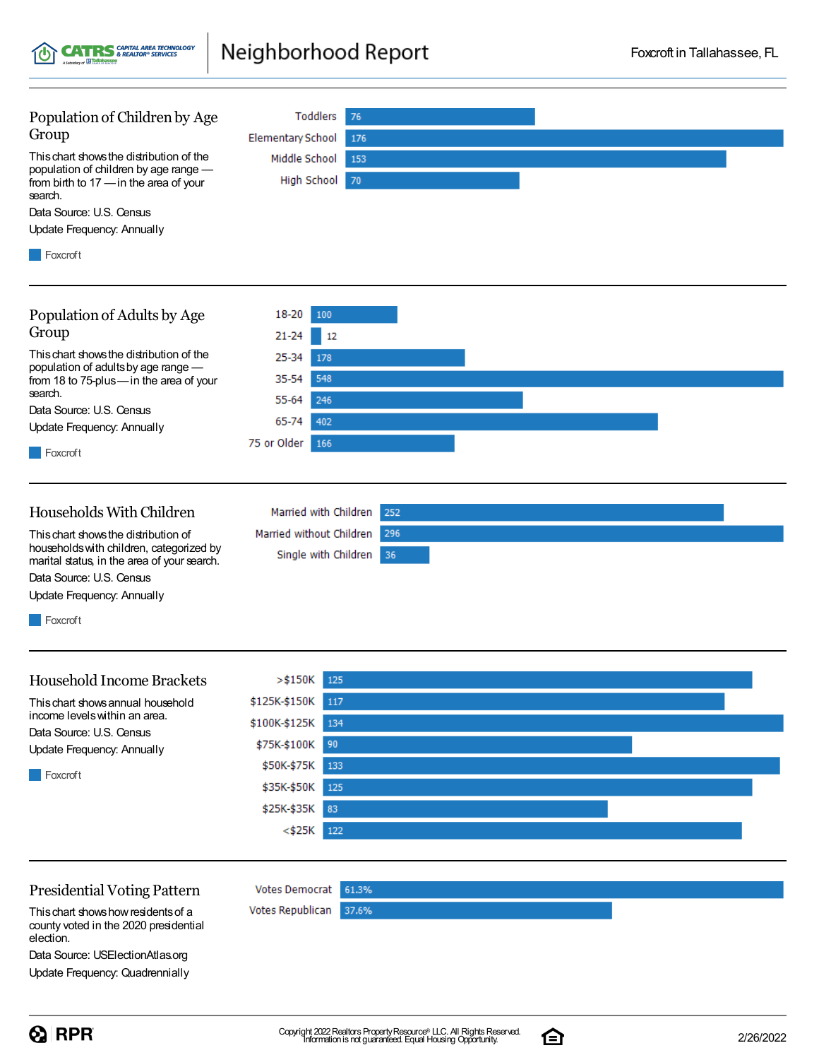## Population of Children by Age Group

This chart shows the distribution of the population of children by age range — from birth to 17 — in the area of your search.

Data Source: U.S. Census

Update Frequency: Annually

Foxcroft

| Age Group | Foxcroft |
|---|---|
| Toddlers | 76 |
| Elementary School | 176 |
| Middle School | 153 |
| High School | 70 |

## Population of Adults by Age Group

This chart shows the distribution of the population of adults by age range — from 18 to 75-plus — in the area of your search.

Data Source: U.S. Census

Update Frequency: Annually

Foxcroft

| Age Group | Foxcroft |
|---|---|
| 18-20 | 100 |
| 21-24 | 12 |
| 25-34 | 178 |
| 35-54 | 548 |
| 55-64 | 246 |
| 65-74 | 402 |
| 75 or Older | 166 |

## Households With Children

This chart shows the distribution of households with children, categorized by marital status, in the area of your search.

Data Source: U.S. Census

Update Frequency: Annually

Foxcroft

| Category | Foxcroft |
|---|---|
| Married with Children | 252 |
| Married without Children | 296 |
| Single with Children | 36 |

## Household Income Brackets

This chart shows annual household income levels within an area.

Data Source: U.S. Census

Update Frequency: Annually

Foxcroft

| Income Bracket | Foxcroft |
|---|---|
| >$150K | 125 |
| $125K-$150K | 117 |
| $100K-$125K | 134 |
| $75K-$100K | 90 |
| $50K-$75K | 133 |
| $35K-$50K | 125 |
| $25K-$35K | 83 |
| <$25K | 122 |

## Presidential Voting Pattern

This chart shows how residents of a county voted in the 2020 presidential election.

Data Source: USElectionAtlas.org

Update Frequency: Quadrennially

| Vote | Percentage |
|---|---|
| Votes Democrat | 61.3% |
| Votes Republican | 37.6% |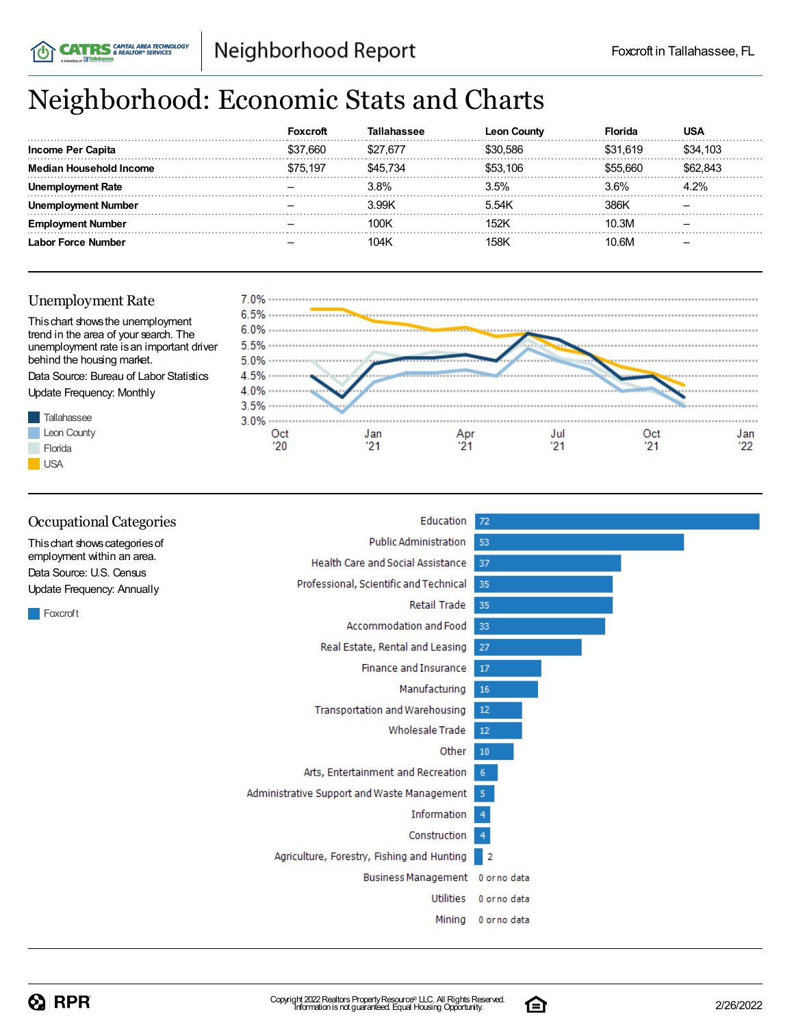# Neighborhood: Economic Stats and Charts

| | Foxcroft | Tallahassee | Leon County | Florida | USA |
|---|---|---|---|---|---|
| **Income Per Capita** | $37,660 | $27,677 | $30,586 | $31,619 | $34,103 |
| **Median Household Income** | $75,197 | $45,734 | $53,106 | $55,660 | $62,843 |
| **Unemployment Rate** | – | 3.8% | 3.5% | 3.6% | 4.2% |
| **Unemployment Number** | – | 3.99K | 5.54K | 386K | – |
| **Employment Number** | – | 100K | 152K | 10.3M | – |
| **Labor Force Number** | – | 104K | 158K | 10.6M | – |

## Unemployment Rate

This chart shows the unemployment trend in the area of your search. The unemployment rate is an important driver behind the housing market.

Data Source: Bureau of Labor Statistics

Update Frequency: Monthly

Tallahassee
Leon County
Florida
USA

## Occupational Categories

This chart shows categories of employment within an area.

Data Source: U.S. Census

Update Frequency: Annually

Foxcroft

| Category | Foxcroft |
|---|---|
| Education | 72 |
| Public Administration | 53 |
| Health Care and Social Assistance | 37 |
| Professional, Scientific and Technical | 35 |
| Retail Trade | 35 |
| Accommodation and Food | 33 |
| Real Estate, Rental and Leasing | 27 |
| Finance and Insurance | 17 |
| Manufacturing | 16 |
| Transportation and Warehousing | 12 |
| Wholesale Trade | 12 |
| Other | 10 |
| Arts, Entertainment and Recreation | 6 |
| Administrative Support and Waste Management | 5 |
| Information | 4 |
| Construction | 4 |
| Agriculture, Forestry, Fishing and Hunting | 2 |
| Business Management | 0 or no data |
| Utilities | 0 or no data |
| Mining | 0 or no data |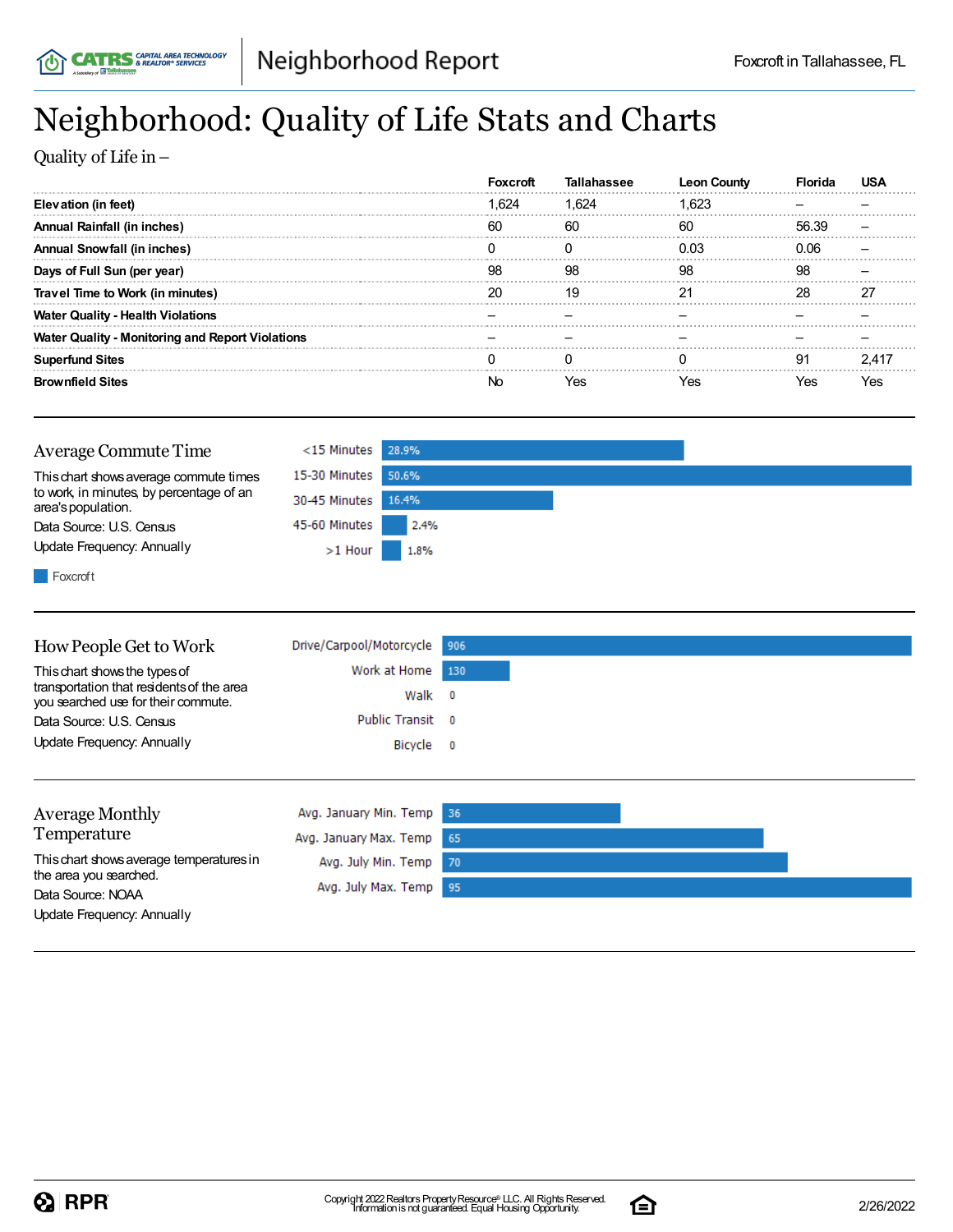# Neighborhood: Quality of Life Stats and Charts

Quality of Life in –

| | Foxcroft | Tallahassee | Leon County | Florida | USA |
|---|---|---|---|---|---|
| Elevation (in feet) | 1,624 | 1,624 | 1,623 | – | – |
| Annual Rainfall (in inches) | 60 | 60 | 60 | 56.39 | – |
| Annual Snowfall (in inches) | 0 | 0 | 0.03 | 0.06 | – |
| Days of Full Sun (per year) | 98 | 98 | 98 | 98 | – |
| Travel Time to Work (in minutes) | 20 | 19 | 21 | 28 | 27 |
| Water Quality - Health Violations | – | – | – | – | – |
| Water Quality - Monitoring and Report Violations | – | – | – | – | – |
| Superfund Sites | 0 | 0 | 0 | 91 | 2,417 |
| Brownfield Sites | No | Yes | Yes | Yes | Yes |

## Average Commute Time

This chart shows average commute times to work, in minutes, by percentage of an area's population.

Data Source: U.S. Census

Update Frequency: Annually

| Commute Time | Foxcroft |
|---|---|
| <15 Minutes | 28.9% |
| 15-30 Minutes | 50.6% |
| 30-45 Minutes | 16.4% |
| 45-60 Minutes | 2.4% |
| >1 Hour | 1.8% |

## How People Get to Work

This chart shows the types of transportation that residents of the area you searched use for their commute.

Data Source: U.S. Census

Update Frequency: Annually

| Transportation | Count |
|---|---|
| Drive/Carpool/Motorcycle | 906 |
| Work at Home | 130 |
| Walk | 0 |
| Public Transit | 0 |
| Bicycle | 0 |

## Average Monthly Temperature

This chart shows average temperatures in the area you searched.

Data Source: NOAA

Update Frequency: Annually

| Measure | Temp |
|---|---|
| Avg. January Min. Temp | 36 |
| Avg. January Max. Temp | 65 |
| Avg. July Min. Temp | 70 |
| Avg. July Max. Temp | 95 |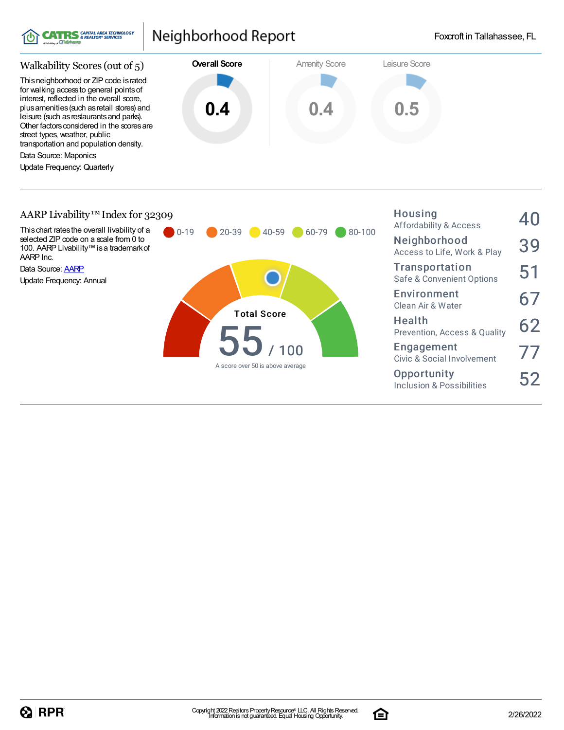# Neighborhood Report

Foxcroft in Tallahassee, FL

## Walkability Scores (out of 5)

This neighborhood or ZIP code is rated for walking access to general points of interest, reflected in the overall score, plus amenities (such as retail stores) and leisure (such as restaurants and parks). Other factors considered in the scores are street types, weather, public transportation and population density.

Data Source: Maponics

Update Frequency: Quarterly

| Overall Score | Amenity Score | Leisure Score |
|---|---|---|
| 0.4 | 0.4 | 0.5 |

## AARP Livability™ Index for 32309

This chart rates the overall livability of a selected ZIP code on a scale from 0 to 100. AARP Livability™ is a trademark of AARP Inc.

Data Source: AARP

Update Frequency: Annual

0-19 | 20-39 | 40-59 | 60-79 | 80-100

**Total Score**

**55** / 100

A score over 50 is above average

| Category | Score |
|---|---|
| **Housing** Affordability & Access | 40 |
| **Neighborhood** Access to Life, Work & Play | 39 |
| **Transportation** Safe & Convenient Options | 51 |
| **Environment** Clean Air & Water | 67 |
| **Health** Prevention, Access & Quality | 62 |
| **Engagement** Civic & Social Involvement | 77 |
| **Opportunity** Inclusion & Possibilities | 52 |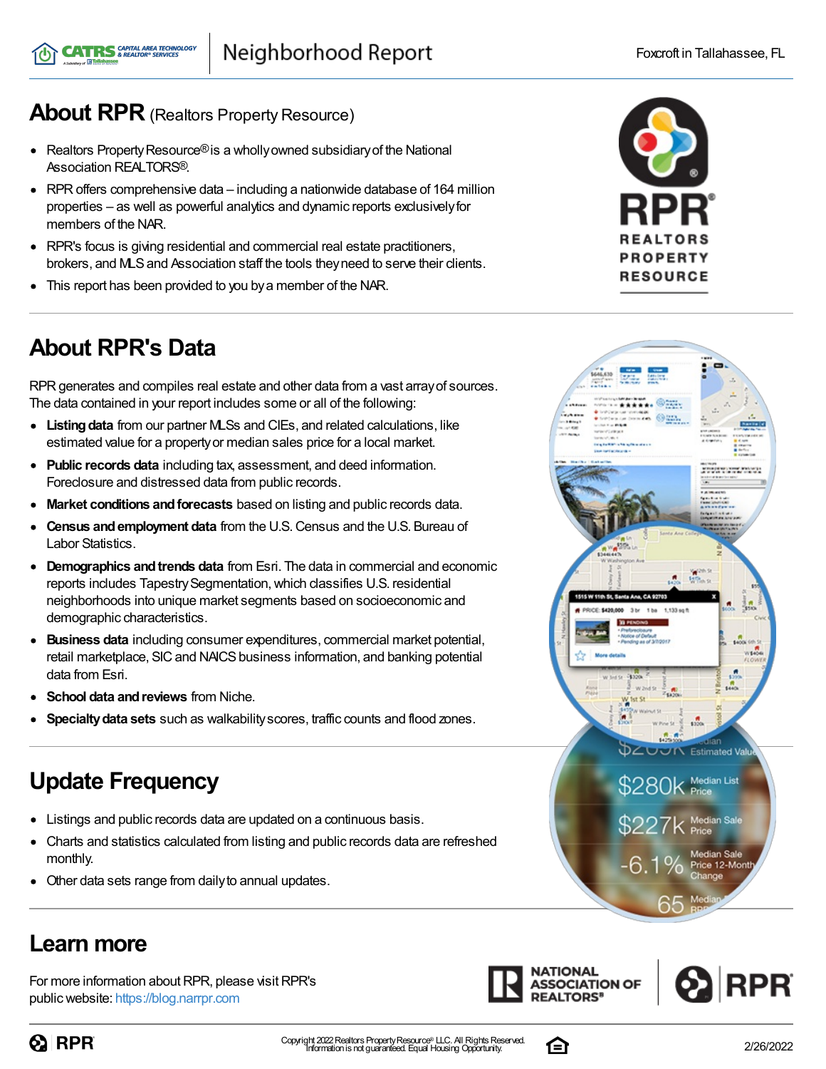## About RPR (Realtors Property Resource)

- Realtors Property Resource® is a wholly owned subsidiary of the National Association REALTORS®.
- RPR offers comprehensive data – including a nationwide database of 164 million properties – as well as powerful analytics and dynamic reports exclusively for members of the NAR.
- RPR's focus is giving residential and commercial real estate practitioners, brokers, and MLS and Association staff the tools they need to serve their clients.
- This report has been provided to you by a member of the NAR.

## About RPR's Data

RPR generates and compiles real estate and other data from a vast array of sources. The data contained in your report includes some or all of the following:

- **Listing data** from our partner MLSs and CIEs, and related calculations, like estimated value for a property or median sales price for a local market.
- **Public records data** including tax, assessment, and deed information. Foreclosure and distressed data from public records.
- **Market conditions and forecasts** based on listing and public records data.
- **Census and employment data** from the U.S. Census and the U.S. Bureau of Labor Statistics.
- **Demographics and trends data** from Esri. The data in commercial and economic reports includes Tapestry Segmentation, which classifies U.S. residential neighborhoods into unique market segments based on socioeconomic and demographic characteristics.
- **Business data** including consumer expenditures, commercial market potential, retail marketplace, SIC and NAICS business information, and banking potential data from Esri.
- **School data and reviews** from Niche.
- **Specialty data sets** such as walkability scores, traffic counts and flood zones.

## Update Frequency

- Listings and public records data are updated on a continuous basis.
- Charts and statistics calculated from listing and public records data are refreshed monthly.
- Other data sets range from daily to annual updates.

## Learn more

For more information about RPR, please visit RPR's public website: https://blog.narrpr.com

Copyright 2022 Realtors Property Resource® LLC. All Rights Reserved.
Information is not guaranteed. Equal Housing Opportunity.

2/26/2022